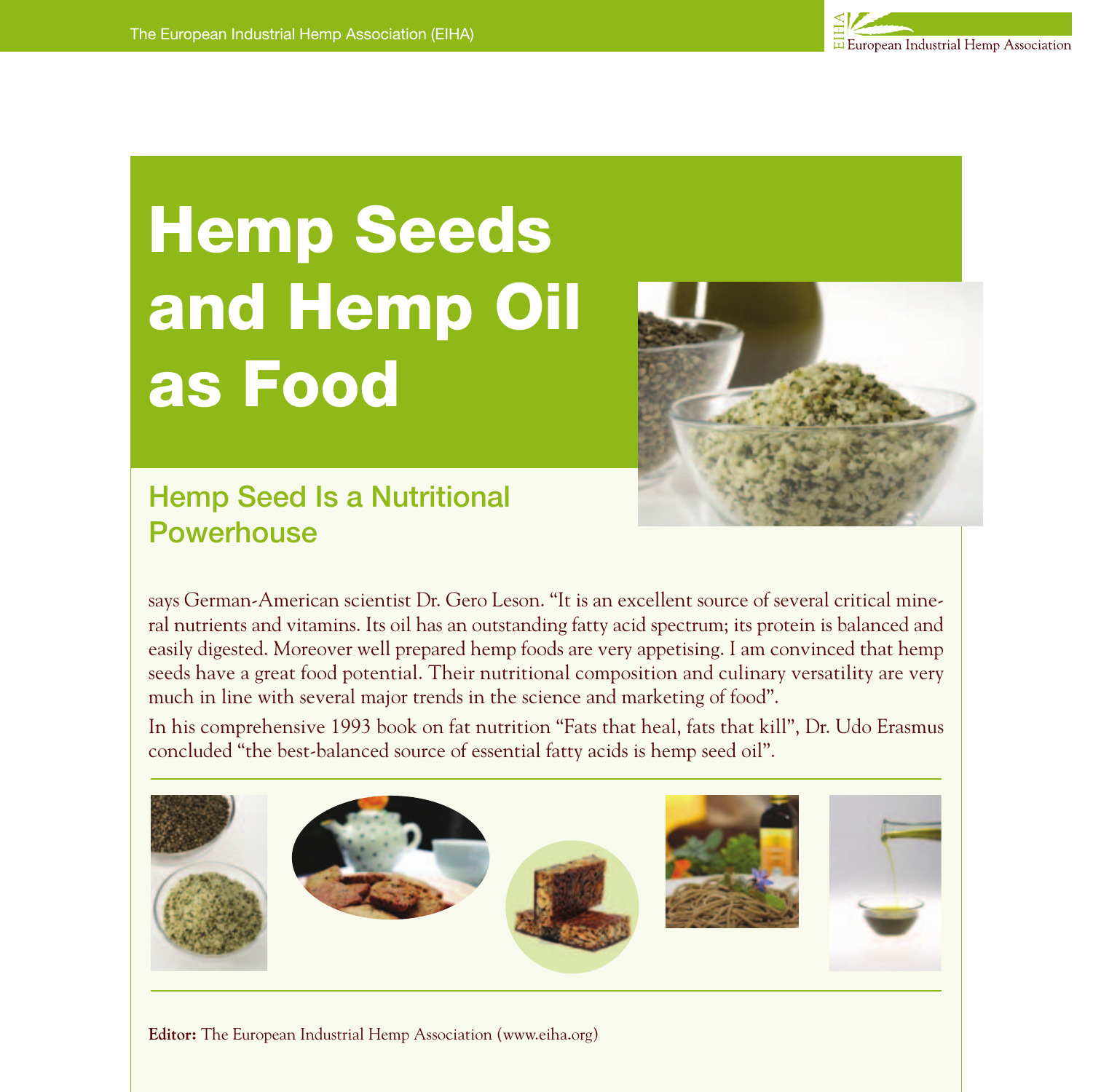# Hemp Seeds and Hemp Oil as Food

## Hemp Seed Is a Nutritional Powerhouse

says German-American scientist Dr. Gero Leson. "It is an excellent source of several critical mineral nutrients and vitamins. Its oil has an outstanding fatty acid spectrum; its protein is balanced and easily digested. Moreover well prepared hemp foods are very appetising. I am convinced that hemp seeds have a great food potential. Their nutritional composition and culinary versatility are very much in line with several major trends in the science and marketing of food".

In his comprehensive 1993 book on fat nutrition "Fats that heal, fats that kill", Dr. Udo Erasmus concluded "the best-balanced source of essential fatty acids is hemp seed oil".

**Editor:** The European Industrial Hemp Association (www.eiha.org)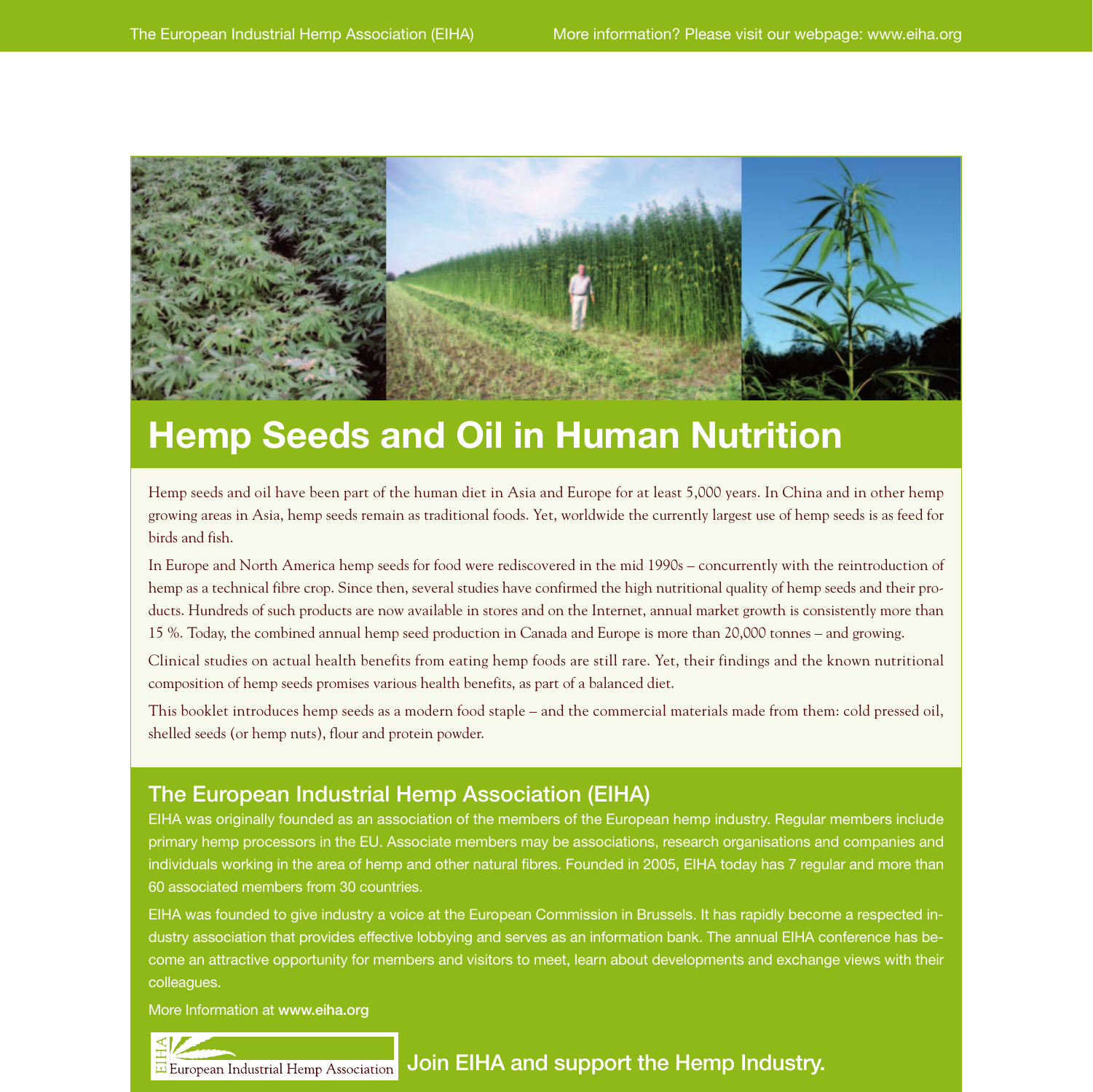# Hemp Seeds and Oil in Human Nutrition

Hemp seeds and oil have been part of the human diet in Asia and Europe for at least 5,000 years. In China and in other hemp growing areas in Asia, hemp seeds remain as traditional foods. Yet, worldwide the currently largest use of hemp seeds is as feed for birds and fish.

In Europe and North America hemp seeds for food were rediscovered in the mid 1990s – concurrently with the reintroduction of hemp as a technical fibre crop. Since then, several studies have confirmed the high nutritional quality of hemp seeds and their products. Hundreds of such products are now available in stores and on the Internet, annual market growth is consistently more than 15 %. Today, the combined annual hemp seed production in Canada and Europe is more than 20,000 tonnes – and growing.

Clinical studies on actual health benefits from eating hemp foods are still rare. Yet, their findings and the known nutritional composition of hemp seeds promises various health benefits, as part of a balanced diet.

This booklet introduces hemp seeds as a modern food staple – and the commercial materials made from them: cold pressed oil, shelled seeds (or hemp nuts), flour and protein powder.

## The European Industrial Hemp Association (EIHA)

EIHA was originally founded as an association of the members of the European hemp industry. Regular members include primary hemp processors in the EU. Associate members may be associations, research organisations and companies and individuals working in the area of hemp and other natural fibres. Founded in 2005, EIHA today has 7 regular and more than 60 associated members from 30 countries.

EIHA was founded to give industry a voice at the European Commission in Brussels. It has rapidly become a respected industry association that provides effective lobbying and serves as an information bank. The annual EIHA conference has become an attractive opportunity for members and visitors to meet, learn about developments and exchange views with their colleagues.

More Information at **www.eiha.org**

EIHA European Industrial Hemp Association

**Join EIHA and support the Hemp Industry.**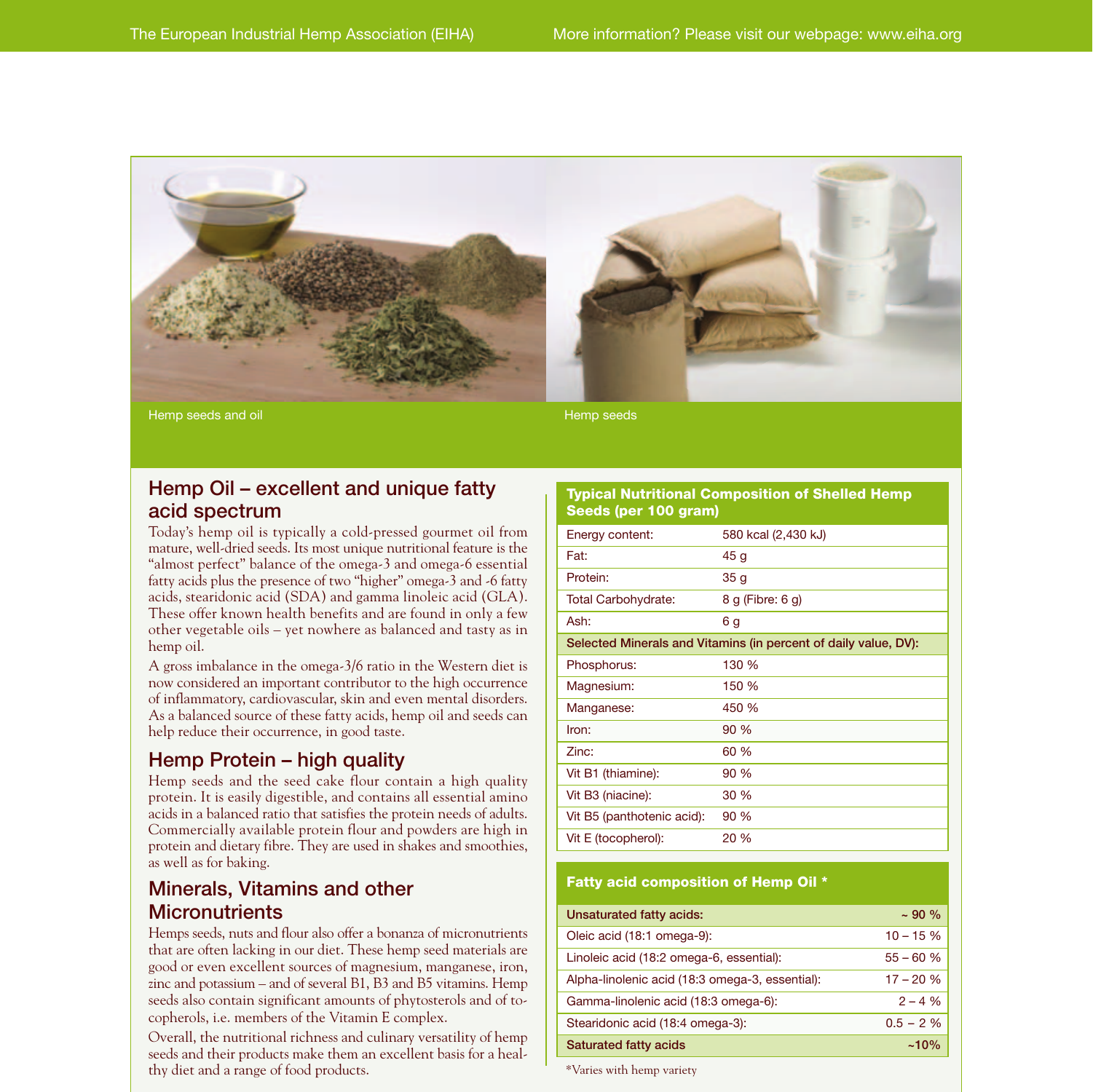Hemp seeds and oil

Hemp seeds

## Hemp Oil – excellent and unique fatty acid spectrum

Today's hemp oil is typically a cold-pressed gourmet oil from mature, well-dried seeds. Its most unique nutritional feature is the "almost perfect" balance of the omega-3 and omega-6 essential fatty acids plus the presence of two "higher" omega-3 and -6 fatty acids, stearidonic acid (SDA) and gamma linoleic acid (GLA). These offer known health benefits and are found in only a few other vegetable oils – yet nowhere as balanced and tasty as in hemp oil.

A gross imbalance in the omega-3/6 ratio in the Western diet is now considered an important contributor to the high occurrence of inflammatory, cardiovascular, skin and even mental disorders. As a balanced source of these fatty acids, hemp oil and seeds can help reduce their occurrence, in good taste.

## Hemp Protein – high quality

Hemp seeds and the seed cake flour contain a high quality protein. It is easily digestible, and contains all essential amino acids in a balanced ratio that satisfies the protein needs of adults. Commercially available protein flour and powders are high in protein and dietary fibre. They are used in shakes and smoothies, as well as for baking.

## Minerals, Vitamins and other Micronutrients

Hemps seeds, nuts and flour also offer a bonanza of micronutrients that are often lacking in our diet. These hemp seed materials are good or even excellent sources of magnesium, manganese, iron, zinc and potassium – and of several B1, B3 and B5 vitamins. Hemp seeds also contain significant amounts of phytosterols and of tocopherols, i.e. members of the Vitamin E complex.

Overall, the nutritional richness and culinary versatility of hemp seeds and their products make them an excellent basis for a healthy diet and a range of food products.

| Typical Nutritional Composition of Shelled Hemp Seeds (per 100 gram) | |
|---|---|
| Energy content: | 580 kcal (2,430 kJ) |
| Fat: | 45 g |
| Protein: | 35 g |
| Total Carbohydrate: | 8 g (Fibre: 6 g) |
| Ash: | 6 g |
| **Selected Minerals and Vitamins (in percent of daily value, DV):** | |
| Phosphorus: | 130 % |
| Magnesium: | 150 % |
| Manganese: | 450 % |
| Iron: | 90 % |
| Zinc: | 60 % |
| Vit B1 (thiamine): | 90 % |
| Vit B3 (niacine): | 30 % |
| Vit B5 (panthotenic acid): | 90 % |
| Vit E (tocopherol): | 20 % |

| Fatty acid composition of Hemp Oil * | |
|---|---|
| **Unsaturated fatty acids:** | **~ 90 %** |
| Oleic acid (18:1 omega-9): | 10 – 15 % |
| Linoleic acid (18:2 omega-6, essential): | 55 – 60 % |
| Alpha-linolenic acid (18:3 omega-3, essential): | 17 – 20 % |
| Gamma-linolenic acid (18:3 omega-6): | 2 – 4 % |
| Stearidonic acid (18:4 omega-3): | 0.5 – 2 % |
| **Saturated fatty acids** | **~10%** |

*Varies with hemp variety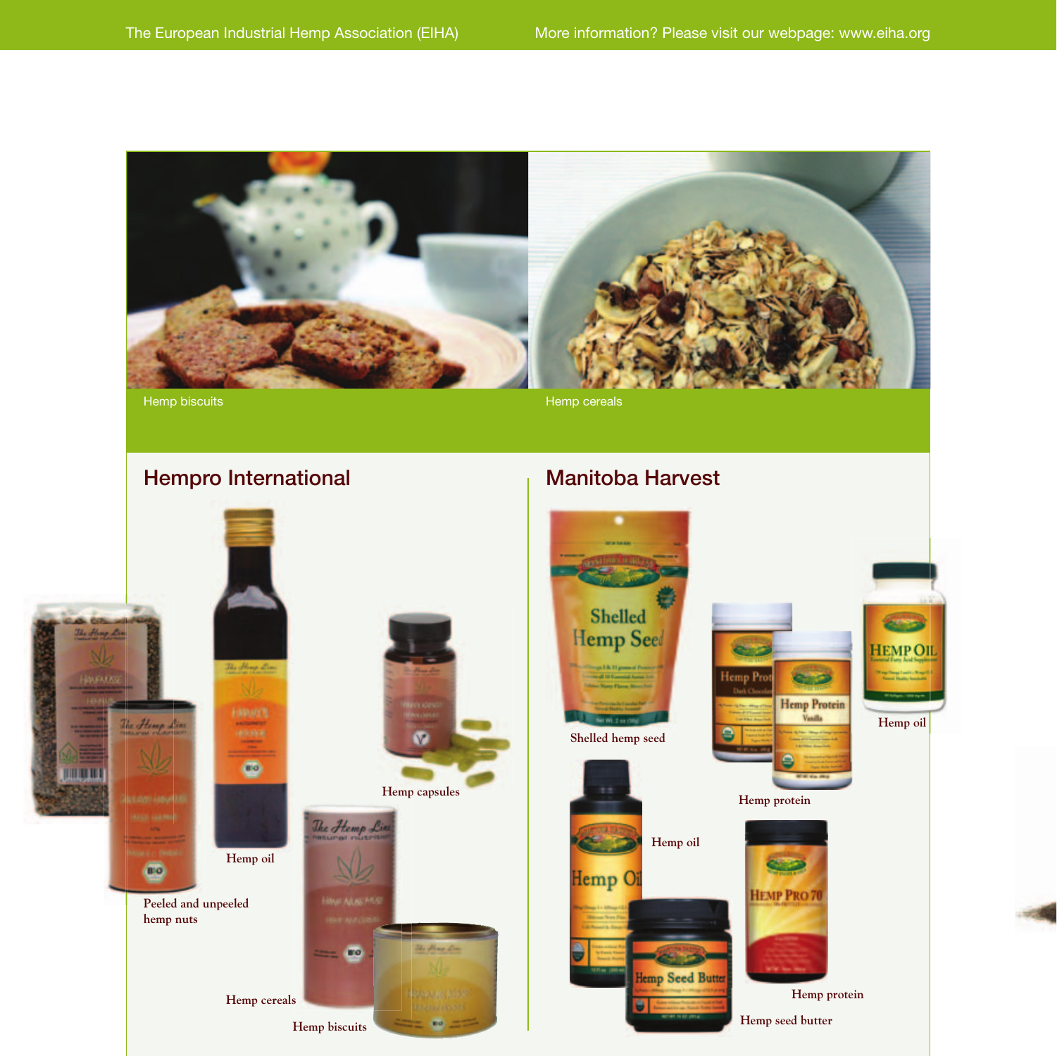Hemp biscuits

Hemp cereals

## Hempro International

Hemp capsules

Hemp oil

Peeled and unpeeled hemp nuts

Hemp cereals

Hemp biscuits

## Manitoba Harvest

Shelled hemp seed

Hemp oil

Hemp protein

Hemp oil

Hemp protein

Hemp seed butter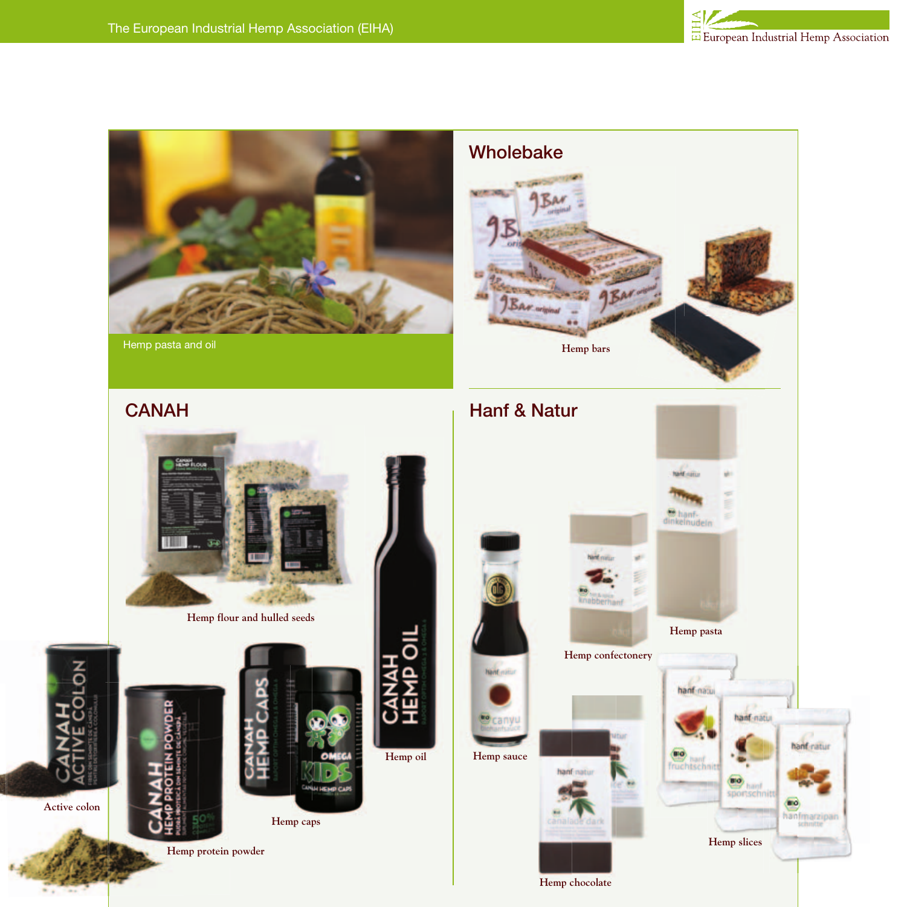Hemp pasta and oil

## Wholebake

Hemp bars

## CANAH

Hemp flour and hulled seeds

Hemp oil

Active colon

Hemp caps

Hemp protein powder

## Hanf & Natur

Hemp pasta

Hemp confectonery

Hemp sauce

Hemp slices

Hemp chocolate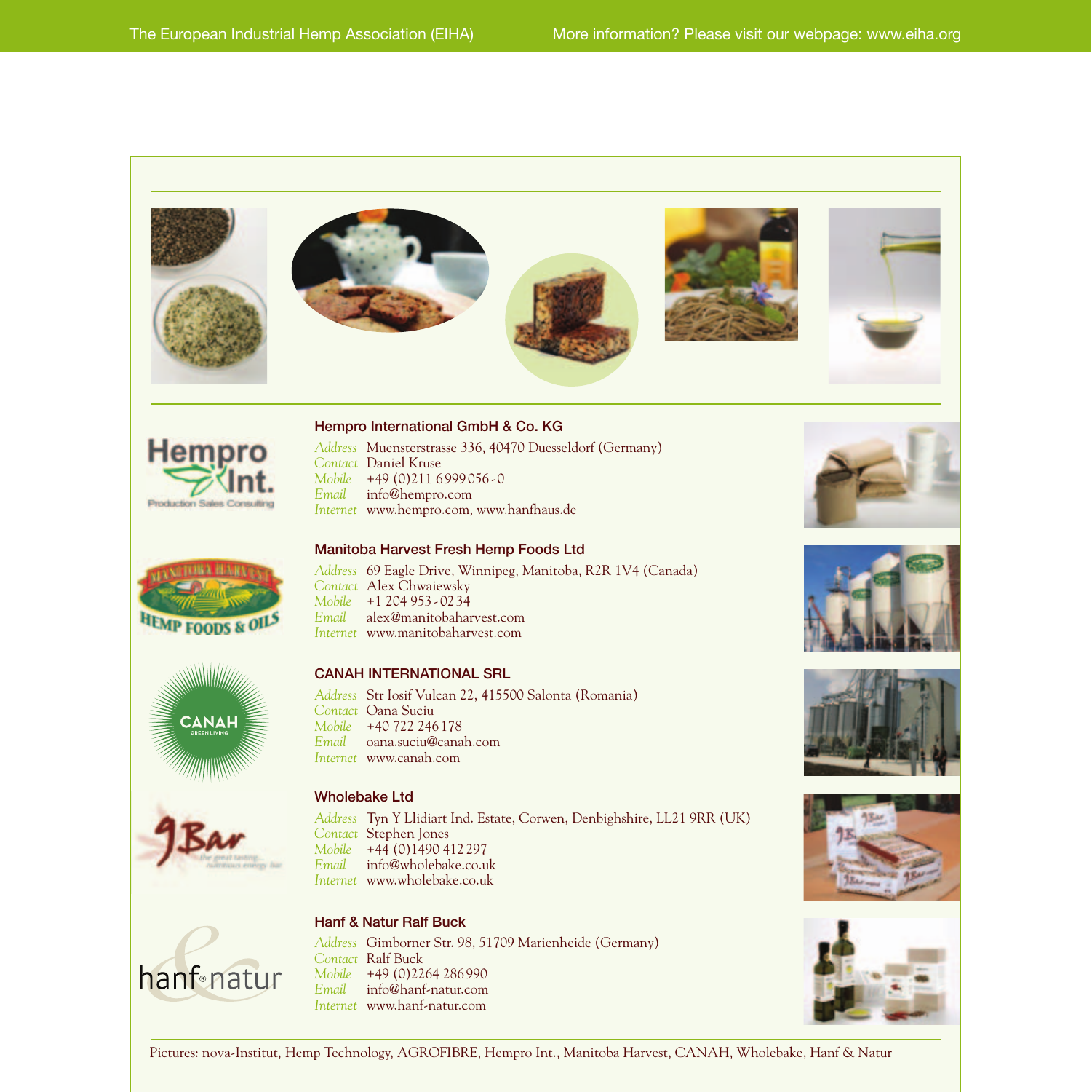### Hempro International GmbH & Co. KG

*Address* Muensterstrasse 336, 40470 Duesseldorf (Germany)
*Contact* Daniel Kruse
*Mobile* +49 (0)211 6999056-0
*Email* info@hempro.com
*Internet* www.hempro.com, www.hanfhaus.de

### Manitoba Harvest Fresh Hemp Foods Ltd

*Address* 69 Eagle Drive, Winnipeg, Manitoba, R2R 1V4 (Canada)
*Contact* Alex Chwaiewsky
*Mobile* +1 204 953-0234
*Email* alex@manitobaharvest.com
*Internet* www.manitobaharvest.com

### CANAH INTERNATIONAL SRL

*Address* Str Iosif Vulcan 22, 415500 Salonta (Romania)
*Contact* Oana Suciu
*Mobile* +40 722 246178
*Email* oana.suciu@canah.com
*Internet* www.canah.com

### Wholebake Ltd

*Address* Tyn Y Llidiart Ind. Estate, Corwen, Denbighshire, LL21 9RR (UK)
*Contact* Stephen Jones
*Mobile* +44 (0)1490 412297
*Email* info@wholebake.co.uk
*Internet* www.wholebake.co.uk

### Hanf & Natur Ralf Buck

*Address* Gimborner Str. 98, 51709 Marienheide (Germany)
*Contact* Ralf Buck
*Mobile* +49 (0)2264 286990
*Email* info@hanf-natur.com
*Internet* www.hanf-natur.com

Pictures: nova-Institut, Hemp Technology, AGROFIBRE, Hempro Int., Manitoba Harvest, CANAH, Wholebake, Hanf & Natur